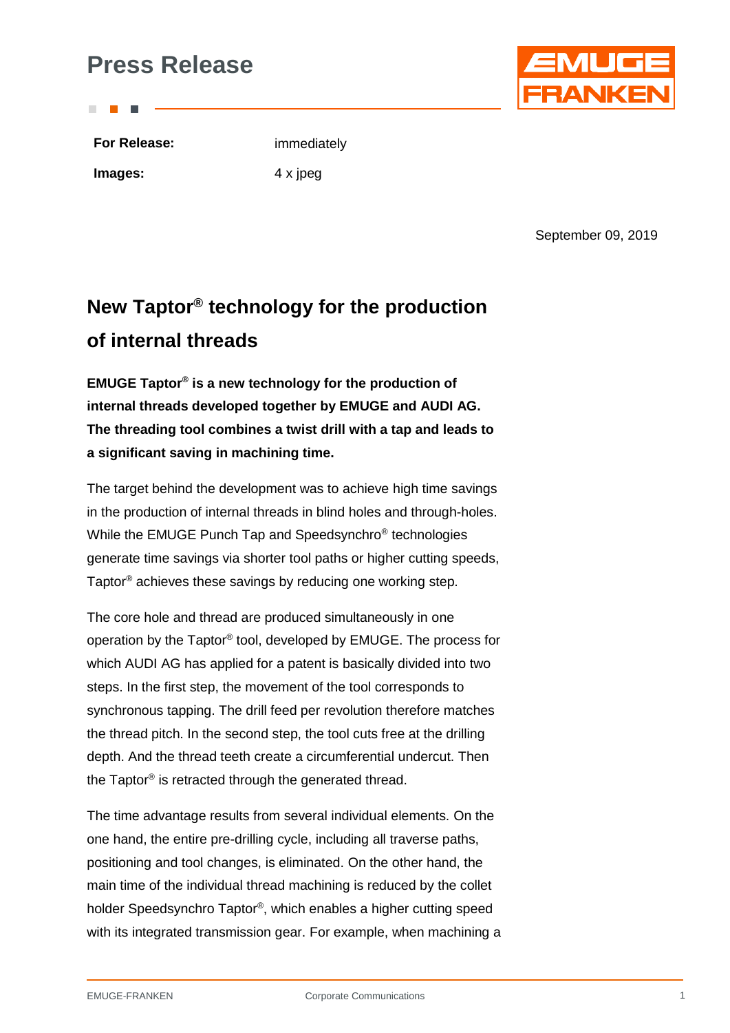# Press Release

**For Release:** immediately

**Images:** 4 x jpeg

September 09, 2019

## New Taptor® technology for the production of internal threads

**EMUGE Taptor® is a new technology for the production of internal threads developed together by EMUGE and AUDI AG. The threading tool combines a twist drill with a tap and leads to a significant saving in machining time.**

The target behind the development was to achieve high time savings in the production of internal threads in blind holes and through-holes. While the EMUGE Punch Tap and Speedsynchro® technologies generate time savings via shorter tool paths or higher cutting speeds, Taptor® achieves these savings by reducing one working step.

The core hole and thread are produced simultaneously in one operation by the Taptor® tool, developed by EMUGE. The process for which AUDI AG has applied for a patent is basically divided into two steps. In the first step, the movement of the tool corresponds to synchronous tapping. The drill feed per revolution therefore matches the thread pitch. In the second step, the tool cuts free at the drilling depth. And the thread teeth create a circumferential undercut. Then the Taptor® is retracted through the generated thread.

The time advantage results from several individual elements. On the one hand, the entire pre-drilling cycle, including all traverse paths, positioning and tool changes, is eliminated. On the other hand, the main time of the individual thread machining is reduced by the collet holder Speedsynchro Taptor®, which enables a higher cutting speed with its integrated transmission gear. For example, when machining a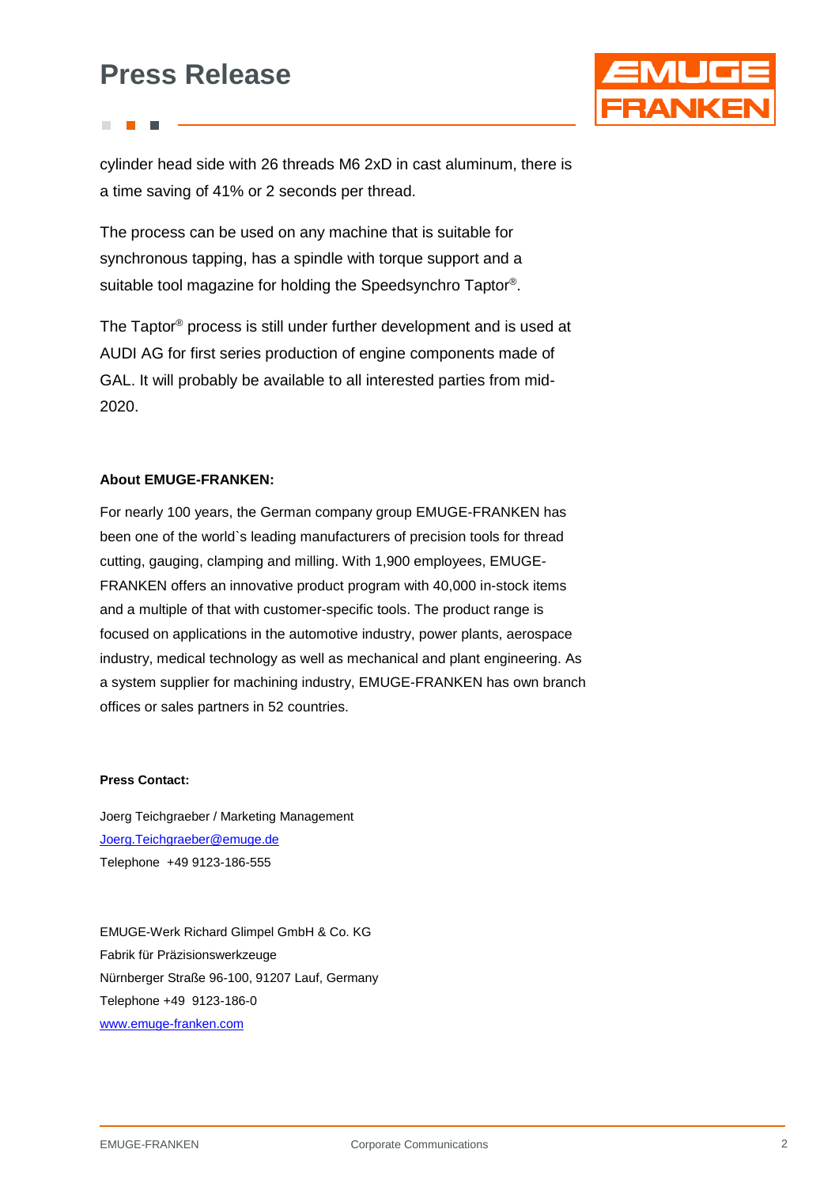cylinder head side with 26 threads M6 2xD in cast aluminum, there is a time saving of 41% or 2 seconds per thread.

The process can be used on any machine that is suitable for synchronous tapping, has a spindle with torque support and a suitable tool magazine for holding the Speedsynchro Taptor®.

The Taptor® process is still under further development and is used at AUDI AG for first series production of engine components made of GAL. It will probably be available to all interested parties from mid-2020.

**About EMUGE-FRANKEN:**

For nearly 100 years, the German company group EMUGE-FRANKEN has been one of the world`s leading manufacturers of precision tools for thread cutting, gauging, clamping and milling. With 1,900 employees, EMUGE-FRANKEN offers an innovative product program with 40,000 in-stock items and a multiple of that with customer-specific tools. The product range is focused on applications in the automotive industry, power plants, aerospace industry, medical technology as well as mechanical and plant engineering. As a system supplier for machining industry, EMUGE-FRANKEN has own branch offices or sales partners in 52 countries.

**Press Contact:**

Joerg Teichgraeber / Marketing Management
Joerg.Teichgraeber@emuge.de
Telephone +49 9123-186-555

EMUGE-Werk Richard Glimpel GmbH & Co. KG
Fabrik für Präzisionswerkzeuge
Nürnberger Straße 96-100, 91207 Lauf, Germany
Telephone +49 9123-186-0
www.emuge-franken.com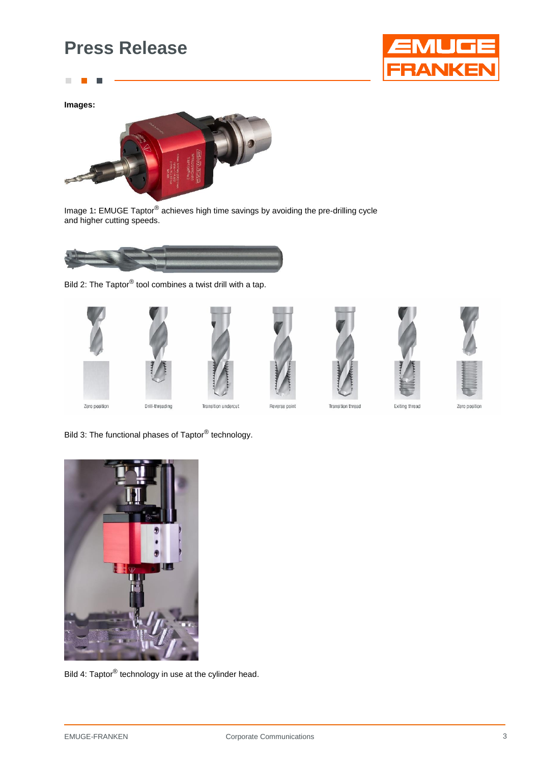# Press Release

**Images:**

Image 1: EMUGE Taptor® achieves high time savings by avoiding the pre-drilling cycle and higher cutting speeds.

Bild 2: The Taptor® tool combines a twist drill with a tap.

Zero position
Drill-threading
Transition undercut
Reverse point
Transition thread
Exiting thread
Zero position

Bild 3: The functional phases of Taptor® technology.

Bild 4: Taptor® technology in use at the cylinder head.